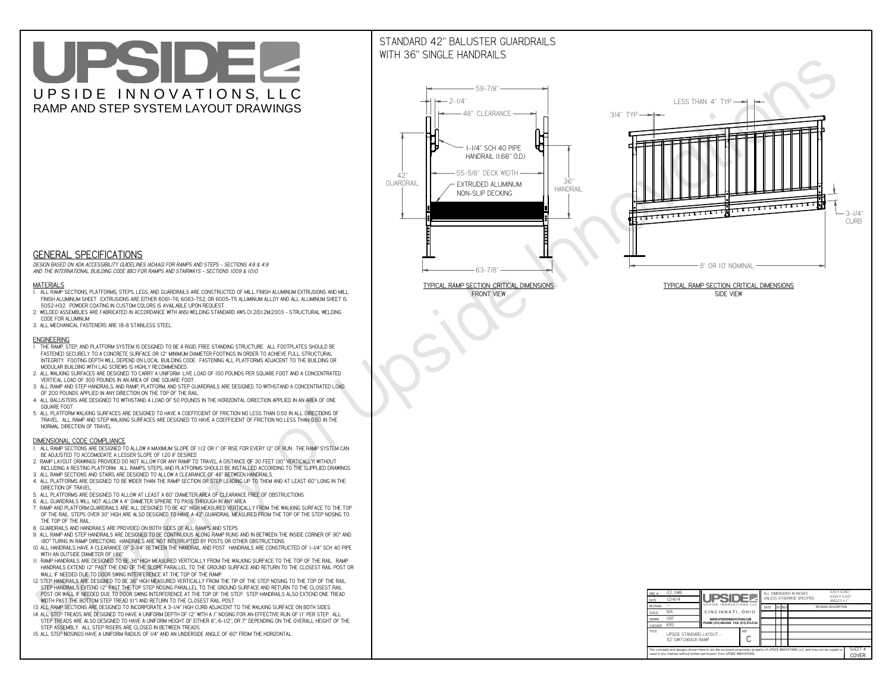# UPSIDE

UPSIDE INNOVATIONS, LLC

RAMP AND STEP SYSTEM LAYOUT DRAWINGS

## STANDARD 42" BALUSTER GUARDRAILS WITH 36" SINGLE HANDRAILS

59-7/8"

2-1/4"

48" CLEARANCE

1-1/4" SCH 40 PIPE HANDRAIL (1.66" O.D.)

42" GUARDRAIL

55-5/8" DECK WIDTH

EXTRUDED ALUMINUM NON-SLIP DECKING

36" HANDRAIL

63-7/8"

TYPICAL RAMP SECTION: CRITICAL DIMENSIONS
FRONT VIEW

LESS THAN 4" TYP

3/4" TYP

3-1/4" CURB

8' OR 10' NOMINAL

TYPICAL RAMP SECTION: CRITICAL DIMENSIONS
SIDE VIEW

## GENERAL SPECIFICATIONS

*DESIGN BASED ON ADA ACCESSIBILITY GUIDELINES (ADAAG) FOR RAMPS AND STEPS - SECTIONS 4.8 & 4.9 AND THE INTERNATIONAL BUILDING CODE (IBC) FOR RAMPS AND STAIRWAYS - SECTIONS 1009 & 1010*

### MATERIALS

1. ALL RAMP SECTIONS, PLATFORMS, STEPS, LEGS, AND GUARDRAILS ARE CONSTRUCTED OF MILL FINISH ALUMINUM EXTRUSIONS AND MILL FINISH ALUMINUM SHEET. EXTRUSIONS ARE EITHER 6061-T6, 6063-T52, OR 6005-T5 ALUMINUM ALLOY AND ALL ALUMINUM SHEET IS 5052-H32. POWDER COATING IN CUSTOM COLORS IS AVAILABLE UPON REQUEST.
2. WELDED ASSEMBLIES ARE FABRICATED IN ACCORDANCE WITH ANSI WELDING STANDARD AWS D1.2/D1.2M:2003 - STRUCTURAL WELDING CODE FOR ALUMINUM.
3. ALL MECHANICAL FASTENERS ARE 18-8 STAINLESS STEEL.

### ENGINEERING

1. THE RAMP, STEP, AND PLATFORM SYSTEM IS DESIGNED TO BE A RIGID, FREE STANDING STRUCTURE. ALL FOOTPLATES SHOULD BE FASTENED SECURELY TO A CONCRETE SURFACE OR 12" MINIMUM DIAMETER FOOTINGS IN ORDER TO ACHIEVE FULL STRUCTURAL INTEGRITY. FOOTING DEPTH WILL DEPEND ON LOCAL BUILDING CODE. FASTENING ALL PLATFORMS ADJACENT TO THE BUILDING OR MODULAR BUILDING WITH LAG SCREWS IS HIGHLY RECOMMENDED.
2. ALL WALKING SURFACES ARE DESIGNED TO CARRY A UNIFORM LIVE LOAD OF 100 POUNDS PER SQUARE FOOT AND A CONCENTRATED VERTICAL LOAD OF 300 POUNDS IN AN AREA OF ONE SQUARE FOOT.
3. ALL RAMP AND STEP HANDRAILS, AND RAMP, PLATFORM, AND STEP GUARDRAILS ARE DESIGNED TO WITHSTAND A CONCENTRATED LOAD OF 200 POUNDS APPLIED IN ANY DIRECTION ON THE TOP OF THE RAIL.
4. ALL BALUSTERS ARE DESIGNED TO WITHSTAND A LOAD OF 50 POUNDS IN THE HORIZONTAL DIRECTION APPLIED IN AN AREA OF ONE SQUARE FOOT.
5. ALL PLATFORM WALKING SURFACES ARE DESIGNED TO HAVE A COEFFICIENT OF FRICTION NO LESS THAN 0.50 IN ALL DIRECTIONS OF TRAVEL. ALL RAMP AND STEP WALKING SURFACES ARE DESIGNED TO HAVE A COEFFICIENT OF FRICTION NO LESS THAN 0.50 IN THE NORMAL DIRECTION OF TRAVEL.

### DIMENSIONAL CODE COMPLIANCE

1. ALL RAMP SECTIONS ARE DESIGNED TO ALLOW A MAXIMUM SLOPE OF 1:12 OR 1" OF RISE FOR EVERY 12" OF RUN. THE RAMP SYSTEM CAN BE ADJUSTED TO ACCOMODATE A LESSER SLOPE OF 1:20 IF DESIRED.
2. RAMP LAYOUT DRAWINGS PROVIDED DO NOT ALLOW FOR ANY RAMP TO TRAVEL A DISTANCE OF 30 FEET (30" VERTICALLY) WITHOUT INCLUDING A RESTING PLATFORM. ALL RAMPS, STEPS, AND PLATFORMS SHOULD BE INSTALLED ACCORDING TO THE SUPPLIED DRAWINGS.
3. ALL RAMP SECTIONS AND STAIRS ARE DESIGNED TO ALLOW A CLEARANCE OF 48" BETWEEN HANDRAILS.
4. ALL PLATFORMS ARE DESIGNED TO BE WIDER THAN THE RAMP SECTION OR STEP LEADING UP TO THEM AND AT LEAST 60" LONG IN THE DIRECTION OF TRAVEL.
5. ALL PLATFORMS ARE DESIGNED TO ALLOW AT LEAST A 60" DIAMETER AREA OF CLEARANCE FREE OF OBSTRUCTIONS.
6. ALL GUARDRAILS WILL NOT ALLOW A 4" DIAMETER SPHERE TO PASS THROUGH IN ANY AREA.
7. RAMP AND PLATFORM GUARDRAILS ARE ALL DESIGNED TO BE 42" HIGH MEASURED VERTICALLY FROM THE WALKING SURFACE TO THE TOP OF THE RAIL. STEPS OVER 30" HIGH ARE ALSO DESIGNED TO HAVE A 42" GUARDRAIL MEASURED FROM THE TOP OF THE STEP NOSING TO THE TOP OF THE RAIL.
8. GUARDRAILS AND HANDRAILS ARE PROVIDED ON BOTH SIDES OF ALL RAMPS AND STEPS.
9. ALL RAMP AND STEP HANDRAILS ARE DESIGNED TO BE CONTINUOUS ALONG RAMP RUNS AND IN BETWEEN THE INSIDE CORNER OF 90° AND 180° TURNS IN RAMP DIRECTIONS. HANDRAILS ARE NOT INTERRUPTED BY POSTS OR OTHER OBSTRUCTIONS.
10. ALL HANDRAILS HAVE A CLEARANCE OF 2-1/4" BETWEEN THE HANDRAIL AND POST. HANDRAILS ARE CONSTRUCTED OF 1-1/4" SCH 40 PIPE WITH AN OUTSIDE DIAMETER OF 1.66"
11. RAMP HANDRAILS ARE DESIGNED TO BE 36" HIGH MEASURED VERTICALLY FROM THE WALKING SURFACE TO THE TOP OF THE RAIL. RAMP HANDRAILS EXTEND 12" PAST THE END OF THE SLOPE PARALLEL TO THE GROUND SURFACE AND RETURN TO THE CLOSEST RAIL POST OR WALL IF NEEDED DUE TO DOOR SWING INTERFERENCE AT THE TOP OF THE RAMP.
12. STEP HANDRAILS ARE DESIGNED TO BE 36" HIGH MEASURED VERTICALLY FROM THE TIP OF THE STEP NOSING TO THE TOP OF THE RAIL. STEP HANDRAILS EXTEND 12" PAST THE TOP STEP NOSING PARALLEL TO THE GROUND SURFACE AND RETURN TO THE CLOSEST RAIL POST OR WALL IF NEEDED DUE TO DOOR SWING INTERFERENCE AT THE TOP OF THE STEP. STEP HANDRAILS ALSO EXTEND ONE TREAD WIDTH PAST THE BOTTOM STEP TREAD (11") AND RETURN TO THE CLOSEST RAIL POST.
13. ALL RAMP SECTIONS ARE DESIGNED TO INCORPORATE A 3-1/4" HIGH CURB ADJACENT TO THE WALKING SURFACE ON BOTH SIDES.
14. ALL STEP TREADS ARE DESIGNED TO HAVE A UNIFORM DEPTH OF 12" WITH A 1" NOSING FOR AN EFFECTIVE RUN OF 11" PER STEP. ALL STEP TREADS ARE ALSO DESIGNED TO HAVE A UNIFORM HEIGHT OF EITHER 6", 6-1/2", OR 7" DEPENDING ON THE OVERALL HEIGHT OF THE STEP ASSEMBLY. ALL STEP RISERS ARE CLOSED IN BETWEEN TREADS.
15. ALL STEP NOSINGS HAVE A UNIFORM RADIUS OF 1/4" AND AN UNDERSIDE ANGLE OF 60° FROM THE HORIZONTAL.

| | | | |
|---|---|---|---|
| DWG # | 52_SWB | UPSIDE INNOVATIONS LLC | ALL DIMENSIONS IN INCHES UNLESS OTHERWISE SPECIFIED — X.XX ± 0.060", X.XXX ± 0.015", ANGLES ± 1° |
| DATE | 12/4/14 | CINCINNATI, OHIO | |
| REVISION | --- | WWW.UPSIDEINNOVATIONS.COM | DATE / BY / REV / REVISION DESCRIPTION |
| SCALE | N/A | PHONE: (513) 889-2492 FAX: (513) 672-2124 | |
| DRAWN | SRF | | |
| CHECKED | KRS | | |
| TITLE | UPSIDE STANDARD LAYOUT - 52' SWITCHBACK RAMP | SIZE: C | |

The concepts and designs shown here-in are the exclusive proprietary property of UPSIDE INNOVATIONS LLC and may not be copied or used in any manner without written permission from UPSIDE INNOVATIONS.

SHEET # COVER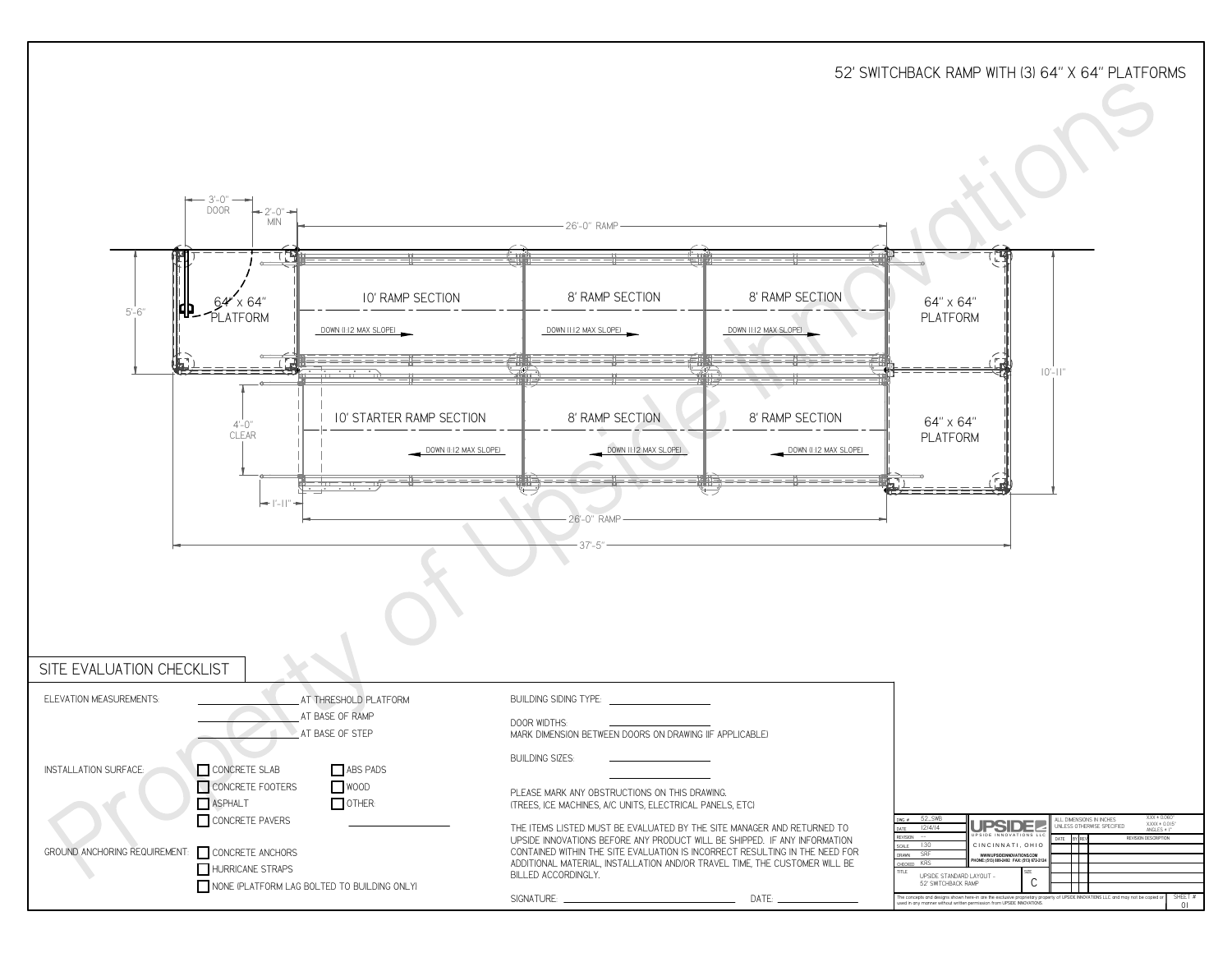# 52' SWITCHBACK RAMP WITH (3) 64" X 64" PLATFORMS

3'-0" DOOR

2'-0" MIN

26'-0" RAMP

5'-6"

64" x 64" PLATFORM

10' RAMP SECTION

8' RAMP SECTION

8' RAMP SECTION

64" x 64" PLATFORM

DOWN (1:12 MAX SLOPE)

DOWN (1:12 MAX SLOPE)

DOWN (1:12 MAX SLOPE)

10'-11"

4'-0" CLEAR

10' STARTER RAMP SECTION

8' RAMP SECTION

8' RAMP SECTION

64" x 64" PLATFORM

DOWN (1:12 MAX SLOPE)

DOWN (1:12 MAX SLOPE)

DOWN (1:12 MAX SLOPE)

1'-11"

26'-0" RAMP

37'-5"

Property of Upside Innovations

## SITE EVALUATION CHECKLIST

ELEVATION MEASUREMENTS:
- ______________ AT THRESHOLD PLATFORM
- ______________ AT BASE OF RAMP
- ______________ AT BASE OF STEP

INSTALLATION SURFACE:
- ☐ CONCRETE SLAB
- ☐ CONCRETE FOOTERS
- ☐ ASPHALT
- ☐ CONCRETE PAVERS
- ☐ ABS PADS
- ☐ WOOD
- ☐ OTHER ______________

GROUND ANCHORING REQUIREMENT:
- ☐ CONCRETE ANCHORS
- ☐ HURRICANE STRAPS
- ☐ NONE (PLATFORM LAG BOLTED TO BUILDING ONLY)

BUILDING SIDING TYPE: ______________

DOOR WIDTHS: ______________
MARK DIMENSION BETWEEN DOORS ON DRAWING (IF APPLICABLE)

BUILDING SIZES: ______________
______________

PLEASE MARK ANY OBSTRUCTIONS ON THIS DRAWING.
(TREES, ICE MACHINES, A/C UNITS, ELECTRICAL PANELS, ETC)

THE ITEMS LISTED MUST BE EVALUATED BY THE SITE MANAGER AND RETURNED TO UPSIDE INNOVATIONS BEFORE ANY PRODUCT WILL BE SHIPPED. IF ANY INFORMATION CONTAINED WITHIN THE SITE EVALUATION IS INCORRECT RESULTING IN THE NEED FOR ADDITIONAL MATERIAL, INSTALLATION AND/OR TRAVEL TIME, THE CUSTOMER WILL BE BILLED ACCORDINGLY.

SIGNATURE: ______________________ DATE: ______________

| | |
|---|---|
| DWG # | 52_SWB |
| DATE | 12/4/14 |
| REVISION | --- |
| SCALE | 1:30 |
| DRAWN | SRF |
| CHECKED | KRS |
| TITLE | UPSIDE STANDARD LAYOUT - 52' SWITCHBACK RAMP |
| SIZE | C |

UPSIDE INNOVATIONS LLC
CINCINNATI, OHIO
WWW.UPSIDEINNOVATIONS.COM
PHONE: (513) 889-2492 FAX: (513) 672-2124

ALL DIMENSIONS IN INCHES UNLESS OTHERWISE SPECIFIED
XXX ± 0.060"
XXXX ± 0.015"
ANGLES ± 1°

| DATE | BY | REV | REVISION DESCRIPTION |
|---|---|---|---|

The concepts and designs shown here-in are the exclusive proprietary property of UPSIDE INNOVATIONS LLC and may not be copied or used in any manner without written permission from UPSIDE INNOVATIONS.

SHEET # 01